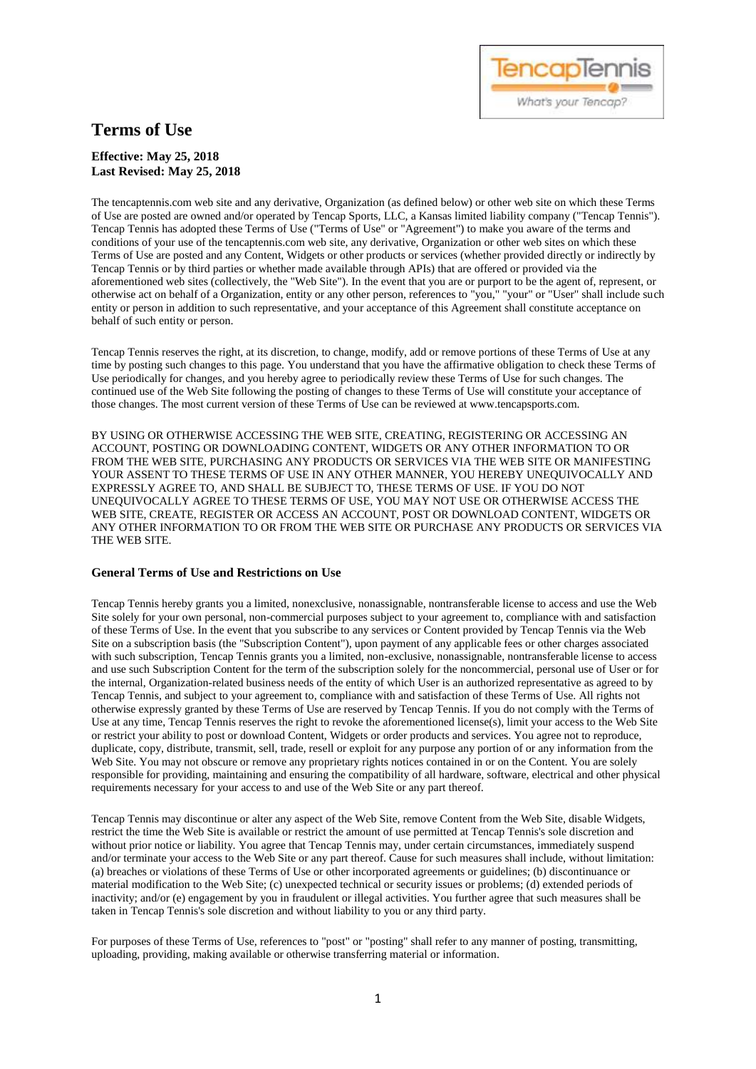# Terms of Use

**Effective: May 25, 2018**
**Last Revised: May 25, 2018**

The tencaptennis.com web site and any derivative, Organization (as defined below) or other web site on which these Terms of Use are posted are owned and/or operated by Tencap Sports, LLC, a Kansas limited liability company ("Tencap Tennis"). Tencap Tennis has adopted these Terms of Use ("Terms of Use" or "Agreement") to make you aware of the terms and conditions of your use of the tencaptennis.com web site, any derivative, Organization or other web sites on which these Terms of Use are posted and any Content, Widgets or other products or services (whether provided directly or indirectly by Tencap Tennis or by third parties or whether made available through APIs) that are offered or provided via the aforementioned web sites (collectively, the "Web Site"). In the event that you are or purport to be the agent of, represent, or otherwise act on behalf of a Organization, entity or any other person, references to "you," "your" or "User" shall include such entity or person in addition to such representative, and your acceptance of this Agreement shall constitute acceptance on behalf of such entity or person.

Tencap Tennis reserves the right, at its discretion, to change, modify, add or remove portions of these Terms of Use at any time by posting such changes to this page. You understand that you have the affirmative obligation to check these Terms of Use periodically for changes, and you hereby agree to periodically review these Terms of Use for such changes. The continued use of the Web Site following the posting of changes to these Terms of Use will constitute your acceptance of those changes. The most current version of these Terms of Use can be reviewed at www.tencapsports.com.

BY USING OR OTHERWISE ACCESSING THE WEB SITE, CREATING, REGISTERING OR ACCESSING AN ACCOUNT, POSTING OR DOWNLOADING CONTENT, WIDGETS OR ANY OTHER INFORMATION TO OR FROM THE WEB SITE, PURCHASING ANY PRODUCTS OR SERVICES VIA THE WEB SITE OR MANIFESTING YOUR ASSENT TO THESE TERMS OF USE IN ANY OTHER MANNER, YOU HEREBY UNEQUIVOCALLY AND EXPRESSLY AGREE TO, AND SHALL BE SUBJECT TO, THESE TERMS OF USE. IF YOU DO NOT UNEQUIVOCALLY AGREE TO THESE TERMS OF USE, YOU MAY NOT USE OR OTHERWISE ACCESS THE WEB SITE, CREATE, REGISTER OR ACCESS AN ACCOUNT, POST OR DOWNLOAD CONTENT, WIDGETS OR ANY OTHER INFORMATION TO OR FROM THE WEB SITE OR PURCHASE ANY PRODUCTS OR SERVICES VIA THE WEB SITE.

### General Terms of Use and Restrictions on Use

Tencap Tennis hereby grants you a limited, nonexclusive, nonassignable, nontransferable license to access and use the Web Site solely for your own personal, non-commercial purposes subject to your agreement to, compliance with and satisfaction of these Terms of Use. In the event that you subscribe to any services or Content provided by Tencap Tennis via the Web Site on a subscription basis (the "Subscription Content"), upon payment of any applicable fees or other charges associated with such subscription, Tencap Tennis grants you a limited, non-exclusive, nonassignable, nontransferable license to access and use such Subscription Content for the term of the subscription solely for the noncommercial, personal use of User or for the internal, Organization-related business needs of the entity of which User is an authorized representative as agreed to by Tencap Tennis, and subject to your agreement to, compliance with and satisfaction of these Terms of Use. All rights not otherwise expressly granted by these Terms of Use are reserved by Tencap Tennis. If you do not comply with the Terms of Use at any time, Tencap Tennis reserves the right to revoke the aforementioned license(s), limit your access to the Web Site or restrict your ability to post or download Content, Widgets or order products and services. You agree not to reproduce, duplicate, copy, distribute, transmit, sell, trade, resell or exploit for any purpose any portion of or any information from the Web Site. You may not obscure or remove any proprietary rights notices contained in or on the Content. You are solely responsible for providing, maintaining and ensuring the compatibility of all hardware, software, electrical and other physical requirements necessary for your access to and use of the Web Site or any part thereof.

Tencap Tennis may discontinue or alter any aspect of the Web Site, remove Content from the Web Site, disable Widgets, restrict the time the Web Site is available or restrict the amount of use permitted at Tencap Tennis's sole discretion and without prior notice or liability. You agree that Tencap Tennis may, under certain circumstances, immediately suspend and/or terminate your access to the Web Site or any part thereof. Cause for such measures shall include, without limitation: (a) breaches or violations of these Terms of Use or other incorporated agreements or guidelines; (b) discontinuance or material modification to the Web Site; (c) unexpected technical or security issues or problems; (d) extended periods of inactivity; and/or (e) engagement by you in fraudulent or illegal activities. You further agree that such measures shall be taken in Tencap Tennis's sole discretion and without liability to you or any third party.

For purposes of these Terms of Use, references to "post" or "posting" shall refer to any manner of posting, transmitting, uploading, providing, making available or otherwise transferring material or information.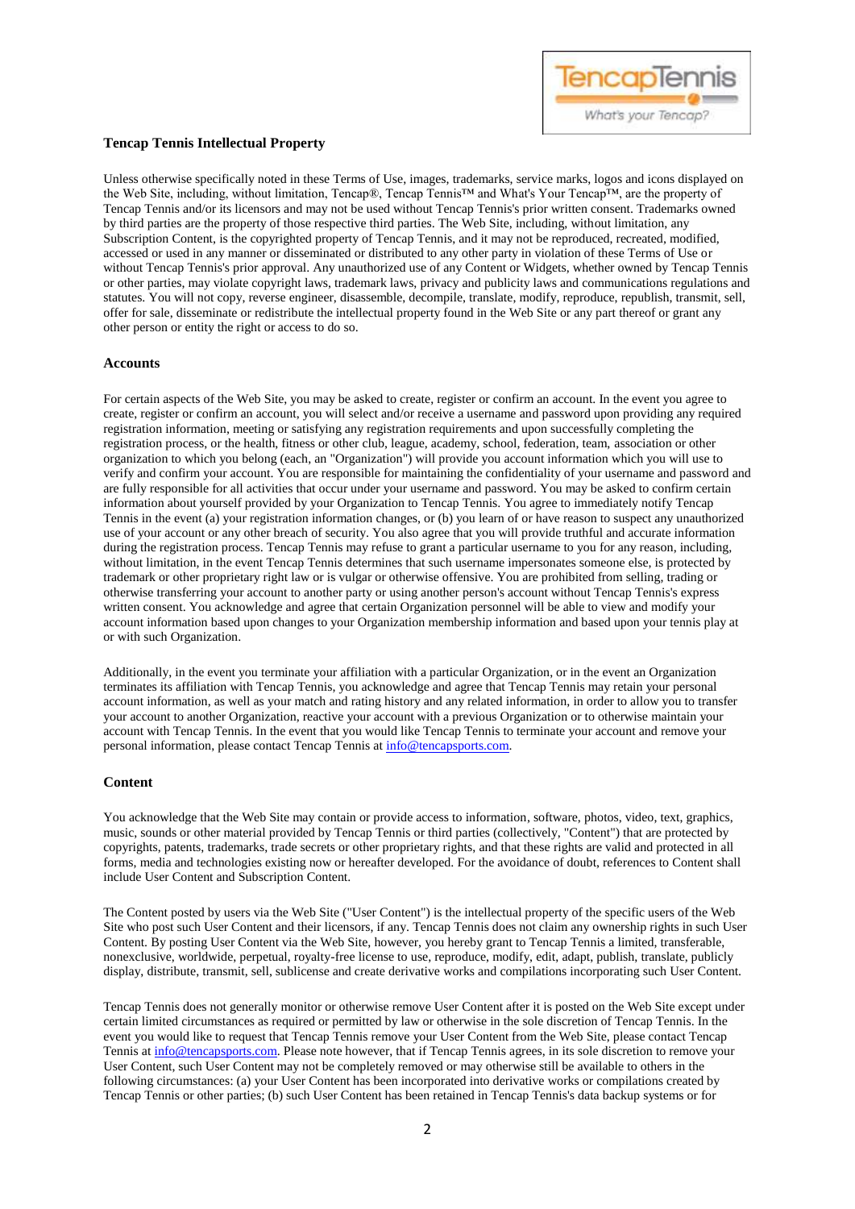### Tencap Tennis Intellectual Property

Unless otherwise specifically noted in these Terms of Use, images, trademarks, service marks, logos and icons displayed on the Web Site, including, without limitation, Tencap®, Tencap Tennis™ and What's Your Tencap™, are the property of Tencap Tennis and/or its licensors and may not be used without Tencap Tennis's prior written consent. Trademarks owned by third parties are the property of those respective third parties. The Web Site, including, without limitation, any Subscription Content, is the copyrighted property of Tencap Tennis, and it may not be reproduced, recreated, modified, accessed or used in any manner or disseminated or distributed to any other party in violation of these Terms of Use or without Tencap Tennis's prior approval. Any unauthorized use of any Content or Widgets, whether owned by Tencap Tennis or other parties, may violate copyright laws, trademark laws, privacy and publicity laws and communications regulations and statutes. You will not copy, reverse engineer, disassemble, decompile, translate, modify, reproduce, republish, transmit, sell, offer for sale, disseminate or redistribute the intellectual property found in the Web Site or any part thereof or grant any other person or entity the right or access to do so.

### Accounts

For certain aspects of the Web Site, you may be asked to create, register or confirm an account. In the event you agree to create, register or confirm an account, you will select and/or receive a username and password upon providing any required registration information, meeting or satisfying any registration requirements and upon successfully completing the registration process, or the health, fitness or other club, league, academy, school, federation, team, association or other organization to which you belong (each, an "Organization") will provide you account information which you will use to verify and confirm your account. You are responsible for maintaining the confidentiality of your username and password and are fully responsible for all activities that occur under your username and password. You may be asked to confirm certain information about yourself provided by your Organization to Tencap Tennis. You agree to immediately notify Tencap Tennis in the event (a) your registration information changes, or (b) you learn of or have reason to suspect any unauthorized use of your account or any other breach of security. You also agree that you will provide truthful and accurate information during the registration process. Tencap Tennis may refuse to grant a particular username to you for any reason, including, without limitation, in the event Tencap Tennis determines that such username impersonates someone else, is protected by trademark or other proprietary right law or is vulgar or otherwise offensive. You are prohibited from selling, trading or otherwise transferring your account to another party or using another person's account without Tencap Tennis's express written consent. You acknowledge and agree that certain Organization personnel will be able to view and modify your account information based upon changes to your Organization membership information and based upon your tennis play at or with such Organization.

Additionally, in the event you terminate your affiliation with a particular Organization, or in the event an Organization terminates its affiliation with Tencap Tennis, you acknowledge and agree that Tencap Tennis may retain your personal account information, as well as your match and rating history and any related information, in order to allow you to transfer your account to another Organization, reactive your account with a previous Organization or to otherwise maintain your account with Tencap Tennis. In the event that you would like Tencap Tennis to terminate your account and remove your personal information, please contact Tencap Tennis at info@tencapsports.com.

### Content

You acknowledge that the Web Site may contain or provide access to information, software, photos, video, text, graphics, music, sounds or other material provided by Tencap Tennis or third parties (collectively, "Content") that are protected by copyrights, patents, trademarks, trade secrets or other proprietary rights, and that these rights are valid and protected in all forms, media and technologies existing now or hereafter developed. For the avoidance of doubt, references to Content shall include User Content and Subscription Content.

The Content posted by users via the Web Site ("User Content") is the intellectual property of the specific users of the Web Site who post such User Content and their licensors, if any. Tencap Tennis does not claim any ownership rights in such User Content. By posting User Content via the Web Site, however, you hereby grant to Tencap Tennis a limited, transferable, nonexclusive, worldwide, perpetual, royalty-free license to use, reproduce, modify, edit, adapt, publish, translate, publicly display, distribute, transmit, sell, sublicense and create derivative works and compilations incorporating such User Content.

Tencap Tennis does not generally monitor or otherwise remove User Content after it is posted on the Web Site except under certain limited circumstances as required or permitted by law or otherwise in the sole discretion of Tencap Tennis. In the event you would like to request that Tencap Tennis remove your User Content from the Web Site, please contact Tencap Tennis at info@tencapsports.com. Please note however, that if Tencap Tennis agrees, in its sole discretion to remove your User Content, such User Content may not be completely removed or may otherwise still be available to others in the following circumstances: (a) your User Content has been incorporated into derivative works or compilations created by Tencap Tennis or other parties; (b) such User Content has been retained in Tencap Tennis's data backup systems or for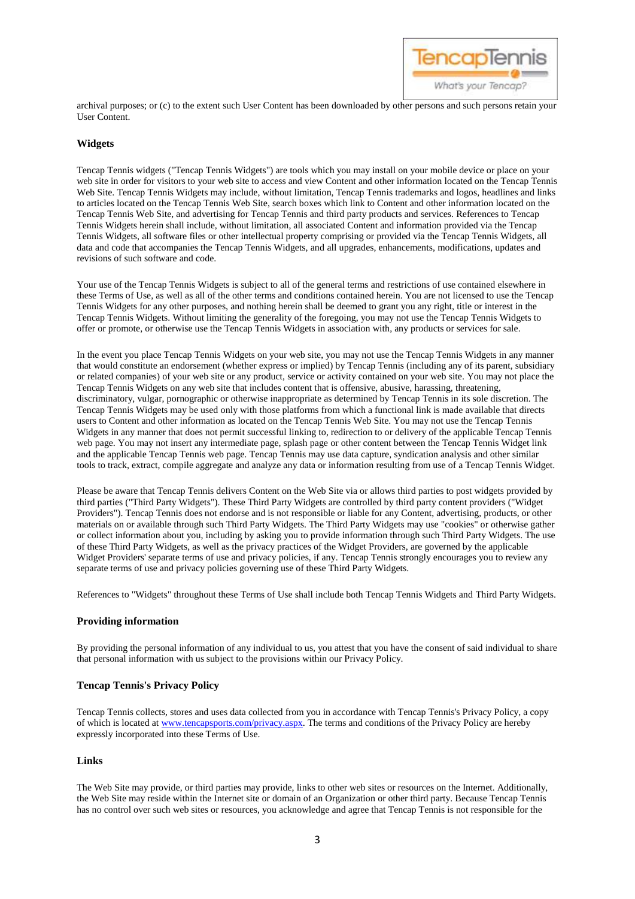archival purposes; or (c) to the extent such User Content has been downloaded by other persons and such persons retain your User Content.

## Widgets

Tencap Tennis widgets ("Tencap Tennis Widgets") are tools which you may install on your mobile device or place on your web site in order for visitors to your web site to access and view Content and other information located on the Tencap Tennis Web Site. Tencap Tennis Widgets may include, without limitation, Tencap Tennis trademarks and logos, headlines and links to articles located on the Tencap Tennis Web Site, search boxes which link to Content and other information located on the Tencap Tennis Web Site, and advertising for Tencap Tennis and third party products and services. References to Tencap Tennis Widgets herein shall include, without limitation, all associated Content and information provided via the Tencap Tennis Widgets, all software files or other intellectual property comprising or provided via the Tencap Tennis Widgets, all data and code that accompanies the Tencap Tennis Widgets, and all upgrades, enhancements, modifications, updates and revisions of such software and code.

Your use of the Tencap Tennis Widgets is subject to all of the general terms and restrictions of use contained elsewhere in these Terms of Use, as well as all of the other terms and conditions contained herein. You are not licensed to use the Tencap Tennis Widgets for any other purposes, and nothing herein shall be deemed to grant you any right, title or interest in the Tencap Tennis Widgets. Without limiting the generality of the foregoing, you may not use the Tencap Tennis Widgets to offer or promote, or otherwise use the Tencap Tennis Widgets in association with, any products or services for sale.

In the event you place Tencap Tennis Widgets on your web site, you may not use the Tencap Tennis Widgets in any manner that would constitute an endorsement (whether express or implied) by Tencap Tennis (including any of its parent, subsidiary or related companies) of your web site or any product, service or activity contained on your web site. You may not place the Tencap Tennis Widgets on any web site that includes content that is offensive, abusive, harassing, threatening, discriminatory, vulgar, pornographic or otherwise inappropriate as determined by Tencap Tennis in its sole discretion. The Tencap Tennis Widgets may be used only with those platforms from which a functional link is made available that directs users to Content and other information as located on the Tencap Tennis Web Site. You may not use the Tencap Tennis Widgets in any manner that does not permit successful linking to, redirection to or delivery of the applicable Tencap Tennis web page. You may not insert any intermediate page, splash page or other content between the Tencap Tennis Widget link and the applicable Tencap Tennis web page. Tencap Tennis may use data capture, syndication analysis and other similar tools to track, extract, compile aggregate and analyze any data or information resulting from use of a Tencap Tennis Widget.

Please be aware that Tencap Tennis delivers Content on the Web Site via or allows third parties to post widgets provided by third parties ("Third Party Widgets"). These Third Party Widgets are controlled by third party content providers ("Widget Providers"). Tencap Tennis does not endorse and is not responsible or liable for any Content, advertising, products, or other materials on or available through such Third Party Widgets. The Third Party Widgets may use "cookies" or otherwise gather or collect information about you, including by asking you to provide information through such Third Party Widgets. The use of these Third Party Widgets, as well as the privacy practices of the Widget Providers, are governed by the applicable Widget Providers' separate terms of use and privacy policies, if any. Tencap Tennis strongly encourages you to review any separate terms of use and privacy policies governing use of these Third Party Widgets.

References to "Widgets" throughout these Terms of Use shall include both Tencap Tennis Widgets and Third Party Widgets.

## Providing information

By providing the personal information of any individual to us, you attest that you have the consent of said individual to share that personal information with us subject to the provisions within our Privacy Policy.

## Tencap Tennis's Privacy Policy

Tencap Tennis collects, stores and uses data collected from you in accordance with Tencap Tennis's Privacy Policy, a copy of which is located at www.tencapsports.com/privacy.aspx. The terms and conditions of the Privacy Policy are hereby expressly incorporated into these Terms of Use.

## Links

The Web Site may provide, or third parties may provide, links to other web sites or resources on the Internet. Additionally, the Web Site may reside within the Internet site or domain of an Organization or other third party. Because Tencap Tennis has no control over such web sites or resources, you acknowledge and agree that Tencap Tennis is not responsible for the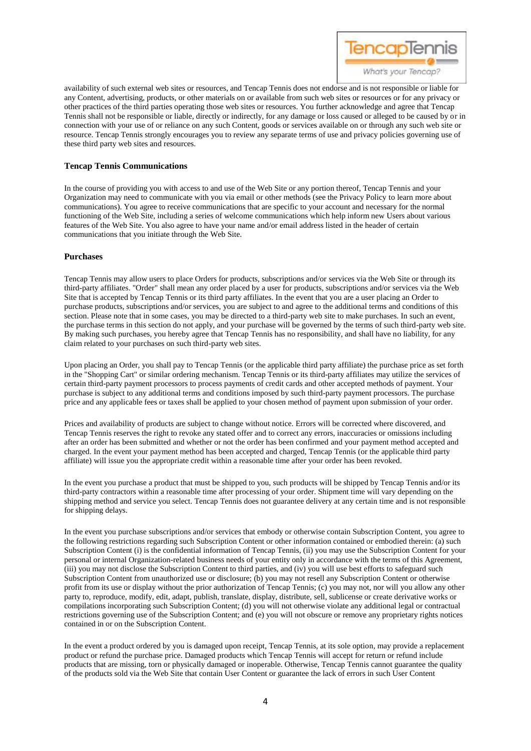availability of such external web sites or resources, and Tencap Tennis does not endorse and is not responsible or liable for any Content, advertising, products, or other materials on or available from such web sites or resources or for any privacy or other practices of the third parties operating those web sites or resources. You further acknowledge and agree that Tencap Tennis shall not be responsible or liable, directly or indirectly, for any damage or loss caused or alleged to be caused by or in connection with your use of or reliance on any such Content, goods or services available on or through any such web site or resource. Tencap Tennis strongly encourages you to review any separate terms of use and privacy policies governing use of these third party web sites and resources.

**Tencap Tennis Communications**

In the course of providing you with access to and use of the Web Site or any portion thereof, Tencap Tennis and your Organization may need to communicate with you via email or other methods (see the Privacy Policy to learn more about communications). You agree to receive communications that are specific to your account and necessary for the normal functioning of the Web Site, including a series of welcome communications which help inform new Users about various features of the Web Site. You also agree to have your name and/or email address listed in the header of certain communications that you initiate through the Web Site.

**Purchases**

Tencap Tennis may allow users to place Orders for products, subscriptions and/or services via the Web Site or through its third-party affiliates. "Order" shall mean any order placed by a user for products, subscriptions and/or services via the Web Site that is accepted by Tencap Tennis or its third party affiliates. In the event that you are a user placing an Order to purchase products, subscriptions and/or services, you are subject to and agree to the additional terms and conditions of this section. Please note that in some cases, you may be directed to a third-party web site to make purchases. In such an event, the purchase terms in this section do not apply, and your purchase will be governed by the terms of such third-party web site. By making such purchases, you hereby agree that Tencap Tennis has no responsibility, and shall have no liability, for any claim related to your purchases on such third-party web sites.

Upon placing an Order, you shall pay to Tencap Tennis (or the applicable third party affiliate) the purchase price as set forth in the "Shopping Cart" or similar ordering mechanism. Tencap Tennis or its third-party affiliates may utilize the services of certain third-party payment processors to process payments of credit cards and other accepted methods of payment. Your purchase is subject to any additional terms and conditions imposed by such third-party payment processors. The purchase price and any applicable fees or taxes shall be applied to your chosen method of payment upon submission of your order.

Prices and availability of products are subject to change without notice. Errors will be corrected where discovered, and Tencap Tennis reserves the right to revoke any stated offer and to correct any errors, inaccuracies or omissions including after an order has been submitted and whether or not the order has been confirmed and your payment method accepted and charged. In the event your payment method has been accepted and charged, Tencap Tennis (or the applicable third party affiliate) will issue you the appropriate credit within a reasonable time after your order has been revoked.

In the event you purchase a product that must be shipped to you, such products will be shipped by Tencap Tennis and/or its third-party contractors within a reasonable time after processing of your order. Shipment time will vary depending on the shipping method and service you select. Tencap Tennis does not guarantee delivery at any certain time and is not responsible for shipping delays.

In the event you purchase subscriptions and/or services that embody or otherwise contain Subscription Content, you agree to the following restrictions regarding such Subscription Content or other information contained or embodied therein: (a) such Subscription Content (i) is the confidential information of Tencap Tennis, (ii) you may use the Subscription Content for your personal or internal Organization-related business needs of your entity only in accordance with the terms of this Agreement, (iii) you may not disclose the Subscription Content to third parties, and (iv) you will use best efforts to safeguard such Subscription Content from unauthorized use or disclosure; (b) you may not resell any Subscription Content or otherwise profit from its use or display without the prior authorization of Tencap Tennis; (c) you may not, nor will you allow any other party to, reproduce, modify, edit, adapt, publish, translate, display, distribute, sell, sublicense or create derivative works or compilations incorporating such Subscription Content; (d) you will not otherwise violate any additional legal or contractual restrictions governing use of the Subscription Content; and (e) you will not obscure or remove any proprietary rights notices contained in or on the Subscription Content.

In the event a product ordered by you is damaged upon receipt, Tencap Tennis, at its sole option, may provide a replacement product or refund the purchase price. Damaged products which Tencap Tennis will accept for return or refund include products that are missing, torn or physically damaged or inoperable. Otherwise, Tencap Tennis cannot guarantee the quality of the products sold via the Web Site that contain User Content or guarantee the lack of errors in such User Content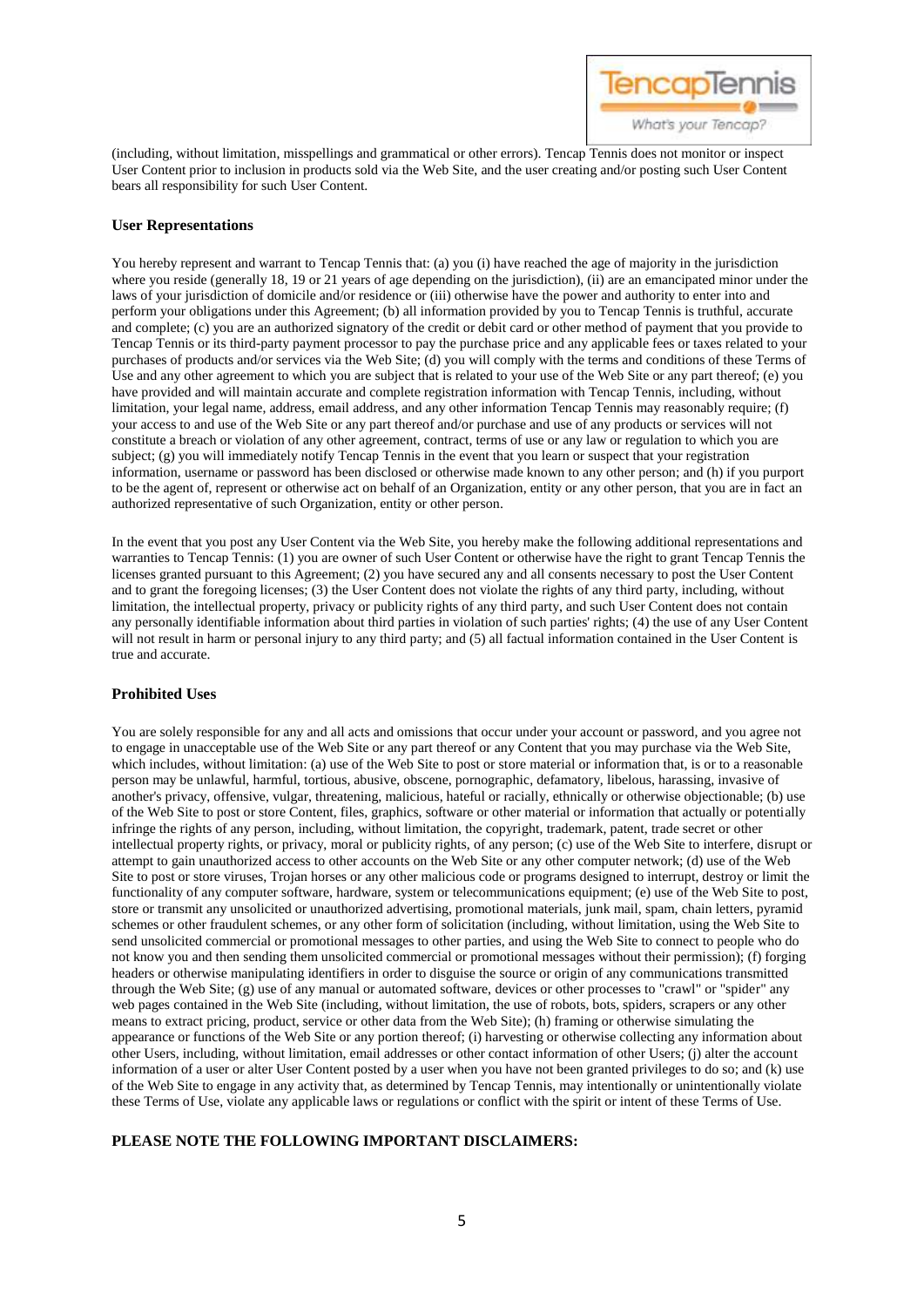(including, without limitation, misspellings and grammatical or other errors). Tencap Tennis does not monitor or inspect User Content prior to inclusion in products sold via the Web Site, and the user creating and/or posting such User Content bears all responsibility for such User Content.

**User Representations**

You hereby represent and warrant to Tencap Tennis that: (a) you (i) have reached the age of majority in the jurisdiction where you reside (generally 18, 19 or 21 years of age depending on the jurisdiction), (ii) are an emancipated minor under the laws of your jurisdiction of domicile and/or residence or (iii) otherwise have the power and authority to enter into and perform your obligations under this Agreement; (b) all information provided by you to Tencap Tennis is truthful, accurate and complete; (c) you are an authorized signatory of the credit or debit card or other method of payment that you provide to Tencap Tennis or its third-party payment processor to pay the purchase price and any applicable fees or taxes related to your purchases of products and/or services via the Web Site; (d) you will comply with the terms and conditions of these Terms of Use and any other agreement to which you are subject that is related to your use of the Web Site or any part thereof; (e) you have provided and will maintain accurate and complete registration information with Tencap Tennis, including, without limitation, your legal name, address, email address, and any other information Tencap Tennis may reasonably require; (f) your access to and use of the Web Site or any part thereof and/or purchase and use of any products or services will not constitute a breach or violation of any other agreement, contract, terms of use or any law or regulation to which you are subject; (g) you will immediately notify Tencap Tennis in the event that you learn or suspect that your registration information, username or password has been disclosed or otherwise made known to any other person; and (h) if you purport to be the agent of, represent or otherwise act on behalf of an Organization, entity or any other person, that you are in fact an authorized representative of such Organization, entity or other person.

In the event that you post any User Content via the Web Site, you hereby make the following additional representations and warranties to Tencap Tennis: (1) you are owner of such User Content or otherwise have the right to grant Tencap Tennis the licenses granted pursuant to this Agreement; (2) you have secured any and all consents necessary to post the User Content and to grant the foregoing licenses; (3) the User Content does not violate the rights of any third party, including, without limitation, the intellectual property, privacy or publicity rights of any third party, and such User Content does not contain any personally identifiable information about third parties in violation of such parties' rights; (4) the use of any User Content will not result in harm or personal injury to any third party; and (5) all factual information contained in the User Content is true and accurate.

**Prohibited Uses**

You are solely responsible for any and all acts and omissions that occur under your account or password, and you agree not to engage in unacceptable use of the Web Site or any part thereof or any Content that you may purchase via the Web Site, which includes, without limitation: (a) use of the Web Site to post or store material or information that, is or to a reasonable person may be unlawful, harmful, tortious, abusive, obscene, pornographic, defamatory, libelous, harassing, invasive of another's privacy, offensive, vulgar, threatening, malicious, hateful or racially, ethnically or otherwise objectionable; (b) use of the Web Site to post or store Content, files, graphics, software or other material or information that actually or potentially infringe the rights of any person, including, without limitation, the copyright, trademark, patent, trade secret or other intellectual property rights, or privacy, moral or publicity rights, of any person; (c) use of the Web Site to interfere, disrupt or attempt to gain unauthorized access to other accounts on the Web Site or any other computer network; (d) use of the Web Site to post or store viruses, Trojan horses or any other malicious code or programs designed to interrupt, destroy or limit the functionality of any computer software, hardware, system or telecommunications equipment; (e) use of the Web Site to post, store or transmit any unsolicited or unauthorized advertising, promotional materials, junk mail, spam, chain letters, pyramid schemes or other fraudulent schemes, or any other form of solicitation (including, without limitation, using the Web Site to send unsolicited commercial or promotional messages to other parties, and using the Web Site to connect to people who do not know you and then sending them unsolicited commercial or promotional messages without their permission); (f) forging headers or otherwise manipulating identifiers in order to disguise the source or origin of any communications transmitted through the Web Site; (g) use of any manual or automated software, devices or other processes to "crawl" or "spider" any web pages contained in the Web Site (including, without limitation, the use of robots, bots, spiders, scrapers or any other means to extract pricing, product, service or other data from the Web Site); (h) framing or otherwise simulating the appearance or functions of the Web Site or any portion thereof; (i) harvesting or otherwise collecting any information about other Users, including, without limitation, email addresses or other contact information of other Users; (j) alter the account information of a user or alter User Content posted by a user when you have not been granted privileges to do so; and (k) use of the Web Site to engage in any activity that, as determined by Tencap Tennis, may intentionally or unintentionally violate these Terms of Use, violate any applicable laws or regulations or conflict with the spirit or intent of these Terms of Use.

**PLEASE NOTE THE FOLLOWING IMPORTANT DISCLAIMERS:**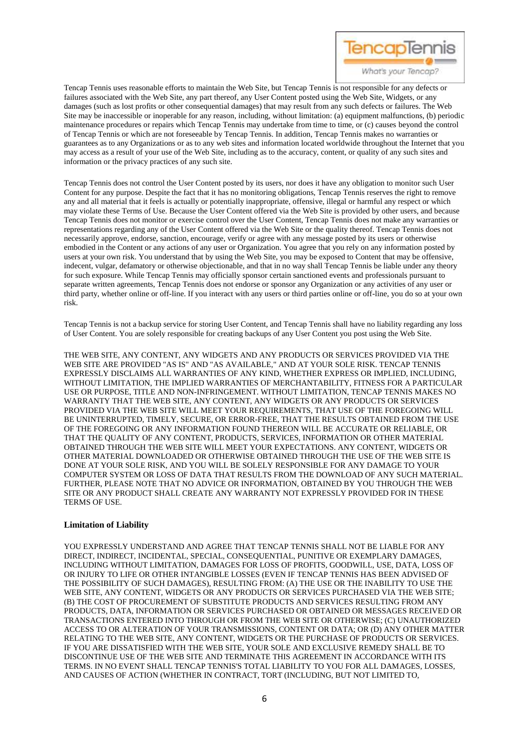Tencap Tennis uses reasonable efforts to maintain the Web Site, but Tencap Tennis is not responsible for any defects or failures associated with the Web Site, any part thereof, any User Content posted using the Web Site, Widgets, or any damages (such as lost profits or other consequential damages) that may result from any such defects or failures. The Web Site may be inaccessible or inoperable for any reason, including, without limitation: (a) equipment malfunctions, (b) periodic maintenance procedures or repairs which Tencap Tennis may undertake from time to time, or (c) causes beyond the control of Tencap Tennis or which are not foreseeable by Tencap Tennis. In addition, Tencap Tennis makes no warranties or guarantees as to any Organizations or as to any web sites and information located worldwide throughout the Internet that you may access as a result of your use of the Web Site, including as to the accuracy, content, or quality of any such sites and information or the privacy practices of any such site.

Tencap Tennis does not control the User Content posted by its users, nor does it have any obligation to monitor such User Content for any purpose. Despite the fact that it has no monitoring obligations, Tencap Tennis reserves the right to remove any and all material that it feels is actually or potentially inappropriate, offensive, illegal or harmful any respect or which may violate these Terms of Use. Because the User Content offered via the Web Site is provided by other users, and because Tencap Tennis does not monitor or exercise control over the User Content, Tencap Tennis does not make any warranties or representations regarding any of the User Content offered via the Web Site or the quality thereof. Tencap Tennis does not necessarily approve, endorse, sanction, encourage, verify or agree with any message posted by its users or otherwise embodied in the Content or any actions of any user or Organization. You agree that you rely on any information posted by users at your own risk. You understand that by using the Web Site, you may be exposed to Content that may be offensive, indecent, vulgar, defamatory or otherwise objectionable, and that in no way shall Tencap Tennis be liable under any theory for such exposure. While Tencap Tennis may officially sponsor certain sanctioned events and professionals pursuant to separate written agreements, Tencap Tennis does not endorse or sponsor any Organization or any activities of any user or third party, whether online or off-line. If you interact with any users or third parties online or off-line, you do so at your own risk.

Tencap Tennis is not a backup service for storing User Content, and Tencap Tennis shall have no liability regarding any loss of User Content. You are solely responsible for creating backups of any User Content you post using the Web Site.

THE WEB SITE, ANY CONTENT, ANY WIDGETS AND ANY PRODUCTS OR SERVICES PROVIDED VIA THE WEB SITE ARE PROVIDED "AS IS" AND "AS AVAILABLE," AND AT YOUR SOLE RISK. TENCAP TENNIS EXPRESSLY DISCLAIMS ALL WARRANTIES OF ANY KIND, WHETHER EXPRESS OR IMPLIED, INCLUDING, WITHOUT LIMITATION, THE IMPLIED WARRANTIES OF MERCHANTABILITY, FITNESS FOR A PARTICULAR USE OR PURPOSE, TITLE AND NON-INFRINGEMENT. WITHOUT LIMITATION, TENCAP TENNIS MAKES NO WARRANTY THAT THE WEB SITE, ANY CONTENT, ANY WIDGETS OR ANY PRODUCTS OR SERVICES PROVIDED VIA THE WEB SITE WILL MEET YOUR REQUIREMENTS, THAT USE OF THE FOREGOING WILL BE UNINTERRUPTED, TIMELY, SECURE, OR ERROR-FREE, THAT THE RESULTS OBTAINED FROM THE USE OF THE FOREGOING OR ANY INFORMATION FOUND THEREON WILL BE ACCURATE OR RELIABLE, OR THAT THE QUALITY OF ANY CONTENT, PRODUCTS, SERVICES, INFORMATION OR OTHER MATERIAL OBTAINED THROUGH THE WEB SITE WILL MEET YOUR EXPECTATIONS. ANY CONTENT, WIDGETS OR OTHER MATERIAL DOWNLOADED OR OTHERWISE OBTAINED THROUGH THE USE OF THE WEB SITE IS DONE AT YOUR SOLE RISK, AND YOU WILL BE SOLELY RESPONSIBLE FOR ANY DAMAGE TO YOUR COMPUTER SYSTEM OR LOSS OF DATA THAT RESULTS FROM THE DOWNLOAD OF ANY SUCH MATERIAL. FURTHER, PLEASE NOTE THAT NO ADVICE OR INFORMATION, OBTAINED BY YOU THROUGH THE WEB SITE OR ANY PRODUCT SHALL CREATE ANY WARRANTY NOT EXPRESSLY PROVIDED FOR IN THESE TERMS OF USE.

**Limitation of Liability**

YOU EXPRESSLY UNDERSTAND AND AGREE THAT TENCAP TENNIS SHALL NOT BE LIABLE FOR ANY DIRECT, INDIRECT, INCIDENTAL, SPECIAL, CONSEQUENTIAL, PUNITIVE OR EXEMPLARY DAMAGES, INCLUDING WITHOUT LIMITATION, DAMAGES FOR LOSS OF PROFITS, GOODWILL, USE, DATA, LOSS OF OR INJURY TO LIFE OR OTHER INTANGIBLE LOSSES (EVEN IF TENCAP TENNIS HAS BEEN ADVISED OF THE POSSIBILITY OF SUCH DAMAGES), RESULTING FROM: (A) THE USE OR THE INABILITY TO USE THE WEB SITE, ANY CONTENT, WIDGETS OR ANY PRODUCTS OR SERVICES PURCHASED VIA THE WEB SITE; (B) THE COST OF PROCUREMENT OF SUBSTITUTE PRODUCTS AND SERVICES RESULTING FROM ANY PRODUCTS, DATA, INFORMATION OR SERVICES PURCHASED OR OBTAINED OR MESSAGES RECEIVED OR TRANSACTIONS ENTERED INTO THROUGH OR FROM THE WEB SITE OR OTHERWISE; (C) UNAUTHORIZED ACCESS TO OR ALTERATION OF YOUR TRANSMISSIONS, CONTENT OR DATA; OR (D) ANY OTHER MATTER RELATING TO THE WEB SITE, ANY CONTENT, WIDGETS OR THE PURCHASE OF PRODUCTS OR SERVICES. IF YOU ARE DISSATISFIED WITH THE WEB SITE, YOUR SOLE AND EXCLUSIVE REMEDY SHALL BE TO DISCONTINUE USE OF THE WEB SITE AND TERMINATE THIS AGREEMENT IN ACCORDANCE WITH ITS TERMS. IN NO EVENT SHALL TENCAP TENNIS'S TOTAL LIABILITY TO YOU FOR ALL DAMAGES, LOSSES, AND CAUSES OF ACTION (WHETHER IN CONTRACT, TORT (INCLUDING, BUT NOT LIMITED TO,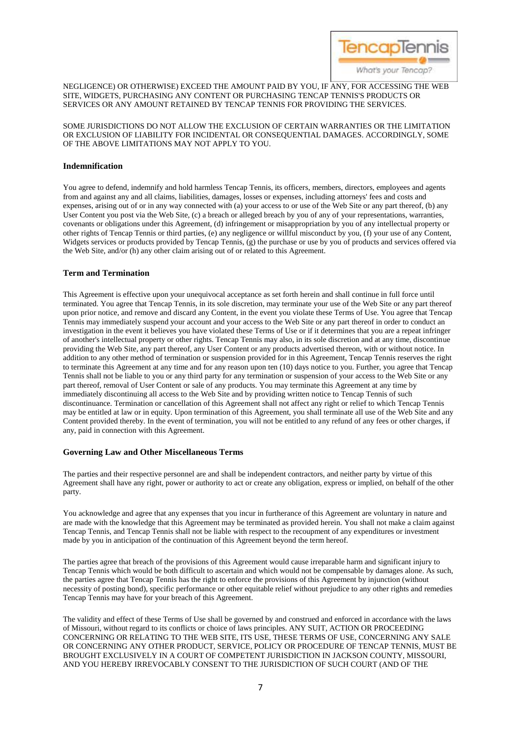NEGLIGENCE) OR OTHERWISE) EXCEED THE AMOUNT PAID BY YOU, IF ANY, FOR ACCESSING THE WEB SITE, WIDGETS, PURCHASING ANY CONTENT OR PURCHASING TENCAP TENNIS'S PRODUCTS OR SERVICES OR ANY AMOUNT RETAINED BY TENCAP TENNIS FOR PROVIDING THE SERVICES.

SOME JURISDICTIONS DO NOT ALLOW THE EXCLUSION OF CERTAIN WARRANTIES OR THE LIMITATION OR EXCLUSION OF LIABILITY FOR INCIDENTAL OR CONSEQUENTIAL DAMAGES. ACCORDINGLY, SOME OF THE ABOVE LIMITATIONS MAY NOT APPLY TO YOU.

**Indemnification**

You agree to defend, indemnify and hold harmless Tencap Tennis, its officers, members, directors, employees and agents from and against any and all claims, liabilities, damages, losses or expenses, including attorneys' fees and costs and expenses, arising out of or in any way connected with (a) your access to or use of the Web Site or any part thereof, (b) any User Content you post via the Web Site, (c) a breach or alleged breach by you of any of your representations, warranties, covenants or obligations under this Agreement, (d) infringement or misappropriation by you of any intellectual property or other rights of Tencap Tennis or third parties, (e) any negligence or willful misconduct by you, (f) your use of any Content, Widgets services or products provided by Tencap Tennis, (g) the purchase or use by you of products and services offered via the Web Site, and/or (h) any other claim arising out of or related to this Agreement.

**Term and Termination**

This Agreement is effective upon your unequivocal acceptance as set forth herein and shall continue in full force until terminated. You agree that Tencap Tennis, in its sole discretion, may terminate your use of the Web Site or any part thereof upon prior notice, and remove and discard any Content, in the event you violate these Terms of Use. You agree that Tencap Tennis may immediately suspend your account and your access to the Web Site or any part thereof in order to conduct an investigation in the event it believes you have violated these Terms of Use or if it determines that you are a repeat infringer of another's intellectual property or other rights. Tencap Tennis may also, in its sole discretion and at any time, discontinue providing the Web Site, any part thereof, any User Content or any products advertised thereon, with or without notice. In addition to any other method of termination or suspension provided for in this Agreement, Tencap Tennis reserves the right to terminate this Agreement at any time and for any reason upon ten (10) days notice to you. Further, you agree that Tencap Tennis shall not be liable to you or any third party for any termination or suspension of your access to the Web Site or any part thereof, removal of User Content or sale of any products. You may terminate this Agreement at any time by immediately discontinuing all access to the Web Site and by providing written notice to Tencap Tennis of such discontinuance. Termination or cancellation of this Agreement shall not affect any right or relief to which Tencap Tennis may be entitled at law or in equity. Upon termination of this Agreement, you shall terminate all use of the Web Site and any Content provided thereby. In the event of termination, you will not be entitled to any refund of any fees or other charges, if any, paid in connection with this Agreement.

**Governing Law and Other Miscellaneous Terms**

The parties and their respective personnel are and shall be independent contractors, and neither party by virtue of this Agreement shall have any right, power or authority to act or create any obligation, express or implied, on behalf of the other party.

You acknowledge and agree that any expenses that you incur in furtherance of this Agreement are voluntary in nature and are made with the knowledge that this Agreement may be terminated as provided herein. You shall not make a claim against Tencap Tennis, and Tencap Tennis shall not be liable with respect to the recoupment of any expenditures or investment made by you in anticipation of the continuation of this Agreement beyond the term hereof.

The parties agree that breach of the provisions of this Agreement would cause irreparable harm and significant injury to Tencap Tennis which would be both difficult to ascertain and which would not be compensable by damages alone. As such, the parties agree that Tencap Tennis has the right to enforce the provisions of this Agreement by injunction (without necessity of posting bond), specific performance or other equitable relief without prejudice to any other rights and remedies Tencap Tennis may have for your breach of this Agreement.

The validity and effect of these Terms of Use shall be governed by and construed and enforced in accordance with the laws of Missouri, without regard to its conflicts or choice of laws principles. ANY SUIT, ACTION OR PROCEEDING CONCERNING OR RELATING TO THE WEB SITE, ITS USE, THESE TERMS OF USE, CONCERNING ANY SALE OR CONCERNING ANY OTHER PRODUCT, SERVICE, POLICY OR PROCEDURE OF TENCAP TENNIS, MUST BE BROUGHT EXCLUSIVELY IN A COURT OF COMPETENT JURISDICTION IN JACKSON COUNTY, MISSOURI, AND YOU HEREBY IRREVOCABLY CONSENT TO THE JURISDICTION OF SUCH COURT (AND OF THE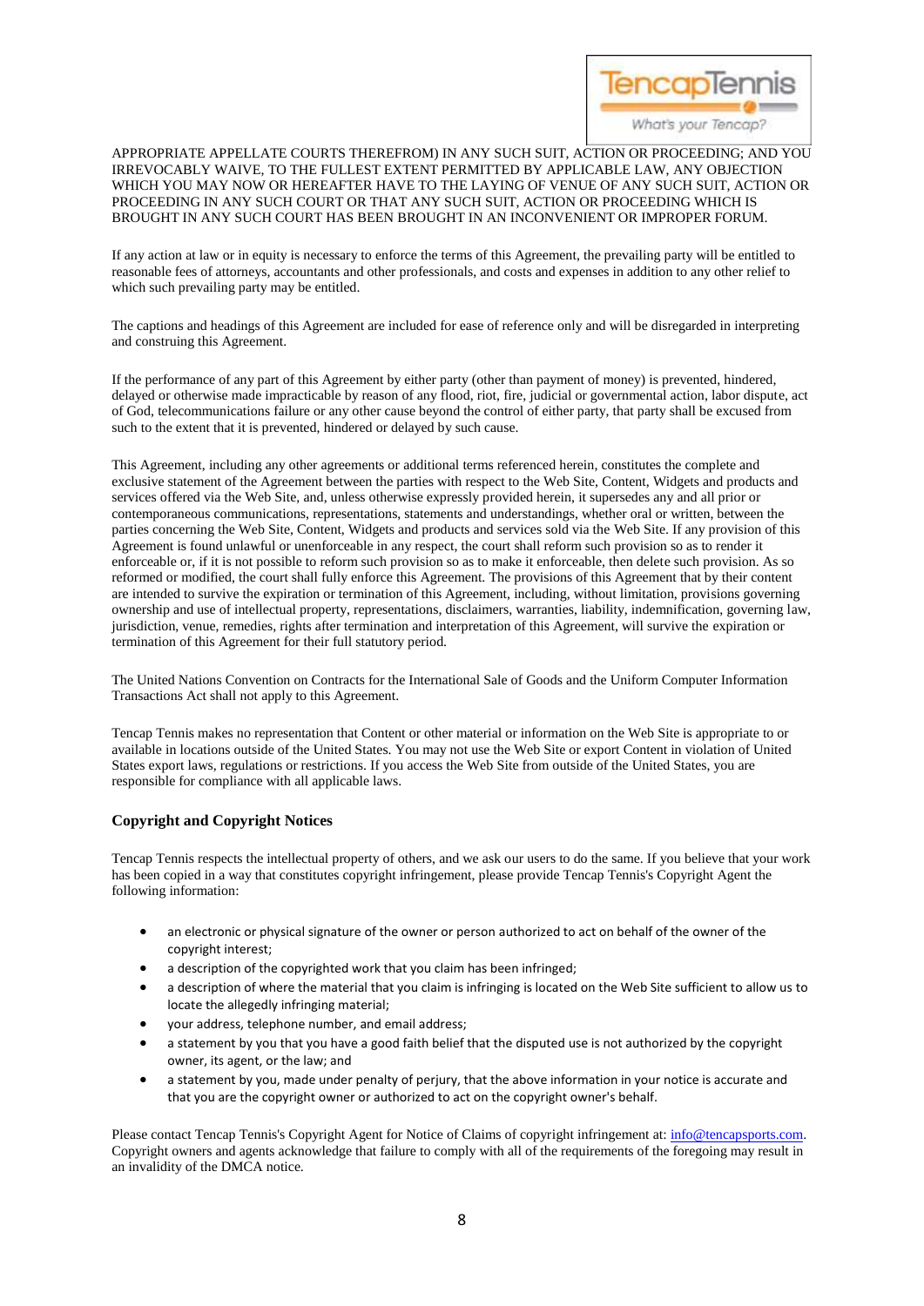APPROPRIATE APPELLATE COURTS THEREFROM) IN ANY SUCH SUIT, ACTION OR PROCEEDING; AND YOU IRREVOCABLY WAIVE, TO THE FULLEST EXTENT PERMITTED BY APPLICABLE LAW, ANY OBJECTION WHICH YOU MAY NOW OR HEREAFTER HAVE TO THE LAYING OF VENUE OF ANY SUCH SUIT, ACTION OR PROCEEDING IN ANY SUCH COURT OR THAT ANY SUCH SUIT, ACTION OR PROCEEDING WHICH IS BROUGHT IN ANY SUCH COURT HAS BEEN BROUGHT IN AN INCONVENIENT OR IMPROPER FORUM.

If any action at law or in equity is necessary to enforce the terms of this Agreement, the prevailing party will be entitled to reasonable fees of attorneys, accountants and other professionals, and costs and expenses in addition to any other relief to which such prevailing party may be entitled.

The captions and headings of this Agreement are included for ease of reference only and will be disregarded in interpreting and construing this Agreement.

If the performance of any part of this Agreement by either party (other than payment of money) is prevented, hindered, delayed or otherwise made impracticable by reason of any flood, riot, fire, judicial or governmental action, labor dispute, act of God, telecommunications failure or any other cause beyond the control of either party, that party shall be excused from such to the extent that it is prevented, hindered or delayed by such cause.

This Agreement, including any other agreements or additional terms referenced herein, constitutes the complete and exclusive statement of the Agreement between the parties with respect to the Web Site, Content, Widgets and products and services offered via the Web Site, and, unless otherwise expressly provided herein, it supersedes any and all prior or contemporaneous communications, representations, statements and understandings, whether oral or written, between the parties concerning the Web Site, Content, Widgets and products and services sold via the Web Site. If any provision of this Agreement is found unlawful or unenforceable in any respect, the court shall reform such provision so as to render it enforceable or, if it is not possible to reform such provision so as to make it enforceable, then delete such provision. As so reformed or modified, the court shall fully enforce this Agreement. The provisions of this Agreement that by their content are intended to survive the expiration or termination of this Agreement, including, without limitation, provisions governing ownership and use of intellectual property, representations, disclaimers, warranties, liability, indemnification, governing law, jurisdiction, venue, remedies, rights after termination and interpretation of this Agreement, will survive the expiration or termination of this Agreement for their full statutory period.

The United Nations Convention on Contracts for the International Sale of Goods and the Uniform Computer Information Transactions Act shall not apply to this Agreement.

Tencap Tennis makes no representation that Content or other material or information on the Web Site is appropriate to or available in locations outside of the United States. You may not use the Web Site or export Content in violation of United States export laws, regulations or restrictions. If you access the Web Site from outside of the United States, you are responsible for compliance with all applicable laws.

### Copyright and Copyright Notices

Tencap Tennis respects the intellectual property of others, and we ask our users to do the same. If you believe that your work has been copied in a way that constitutes copyright infringement, please provide Tencap Tennis's Copyright Agent the following information:

- an electronic or physical signature of the owner or person authorized to act on behalf of the owner of the copyright interest;
- a description of the copyrighted work that you claim has been infringed;
- a description of where the material that you claim is infringing is located on the Web Site sufficient to allow us to locate the allegedly infringing material;
- your address, telephone number, and email address;
- a statement by you that you have a good faith belief that the disputed use is not authorized by the copyright owner, its agent, or the law; and
- a statement by you, made under penalty of perjury, that the above information in your notice is accurate and that you are the copyright owner or authorized to act on the copyright owner's behalf.

Please contact Tencap Tennis's Copyright Agent for Notice of Claims of copyright infringement at: info@tencapsports.com. Copyright owners and agents acknowledge that failure to comply with all of the requirements of the foregoing may result in an invalidity of the DMCA notice.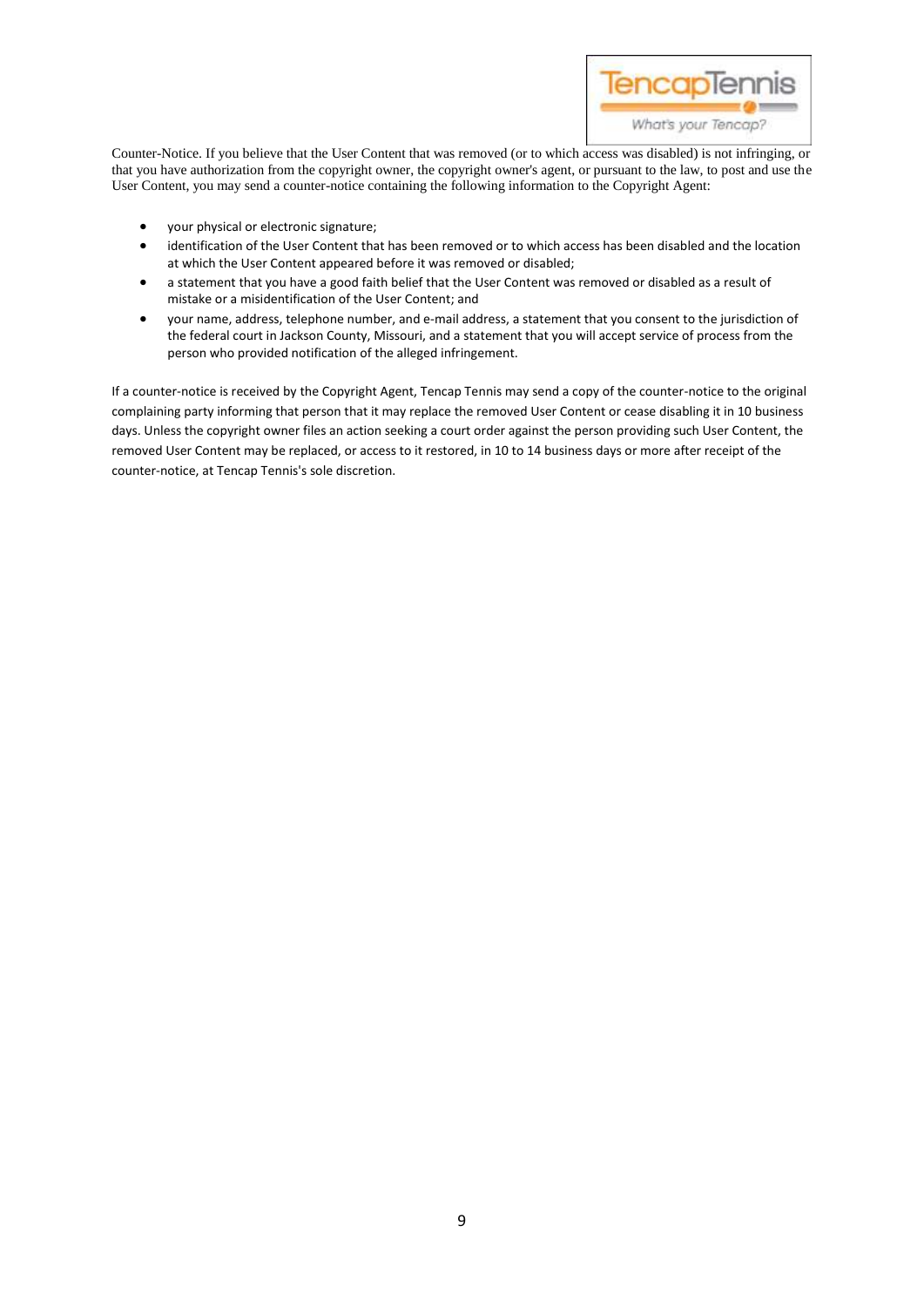Counter-Notice. If you believe that the User Content that was removed (or to which access was disabled) is not infringing, or that you have authorization from the copyright owner, the copyright owner's agent, or pursuant to the law, to post and use the User Content, you may send a counter-notice containing the following information to the Copyright Agent:

- your physical or electronic signature;
- identification of the User Content that has been removed or to which access has been disabled and the location at which the User Content appeared before it was removed or disabled;
- a statement that you have a good faith belief that the User Content was removed or disabled as a result of mistake or a misidentification of the User Content; and
- your name, address, telephone number, and e-mail address, a statement that you consent to the jurisdiction of the federal court in Jackson County, Missouri, and a statement that you will accept service of process from the person who provided notification of the alleged infringement.

If a counter-notice is received by the Copyright Agent, Tencap Tennis may send a copy of the counter-notice to the original complaining party informing that person that it may replace the removed User Content or cease disabling it in 10 business days. Unless the copyright owner files an action seeking a court order against the person providing such User Content, the removed User Content may be replaced, or access to it restored, in 10 to 14 business days or more after receipt of the counter-notice, at Tencap Tennis's sole discretion.